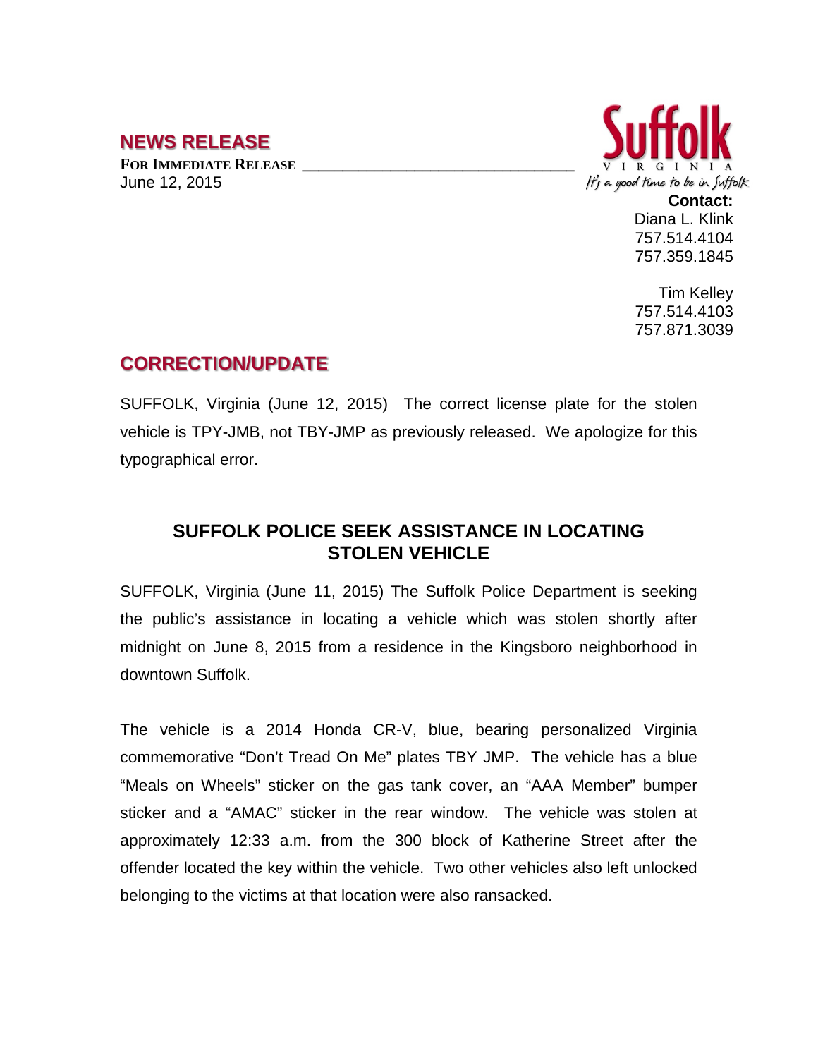## NEWS RELEASE

**FOR IMMEDIATE RELEASE**
June 12, 2015

Suffolk
VIRGINIA
It's a good time to be in Suffolk

**Contact:**
Diana L. Klink
757.514.4104
757.359.1845

Tim Kelley
757.514.4103
757.871.3039

## CORRECTION/UPDATE

SUFFOLK, Virginia (June 12, 2015) The correct license plate for the stolen vehicle is TPY-JMB, not TBY-JMP as previously released. We apologize for this typographical error.

### SUFFOLK POLICE SEEK ASSISTANCE IN LOCATING STOLEN VEHICLE

SUFFOLK, Virginia (June 11, 2015) The Suffolk Police Department is seeking the public's assistance in locating a vehicle which was stolen shortly after midnight on June 8, 2015 from a residence in the Kingsboro neighborhood in downtown Suffolk.

The vehicle is a 2014 Honda CR-V, blue, bearing personalized Virginia commemorative "Don't Tread On Me" plates TBY JMP. The vehicle has a blue "Meals on Wheels" sticker on the gas tank cover, an "AAA Member" bumper sticker and a "AMAC" sticker in the rear window. The vehicle was stolen at approximately 12:33 a.m. from the 300 block of Katherine Street after the offender located the key within the vehicle. Two other vehicles also left unlocked belonging to the victims at that location were also ransacked.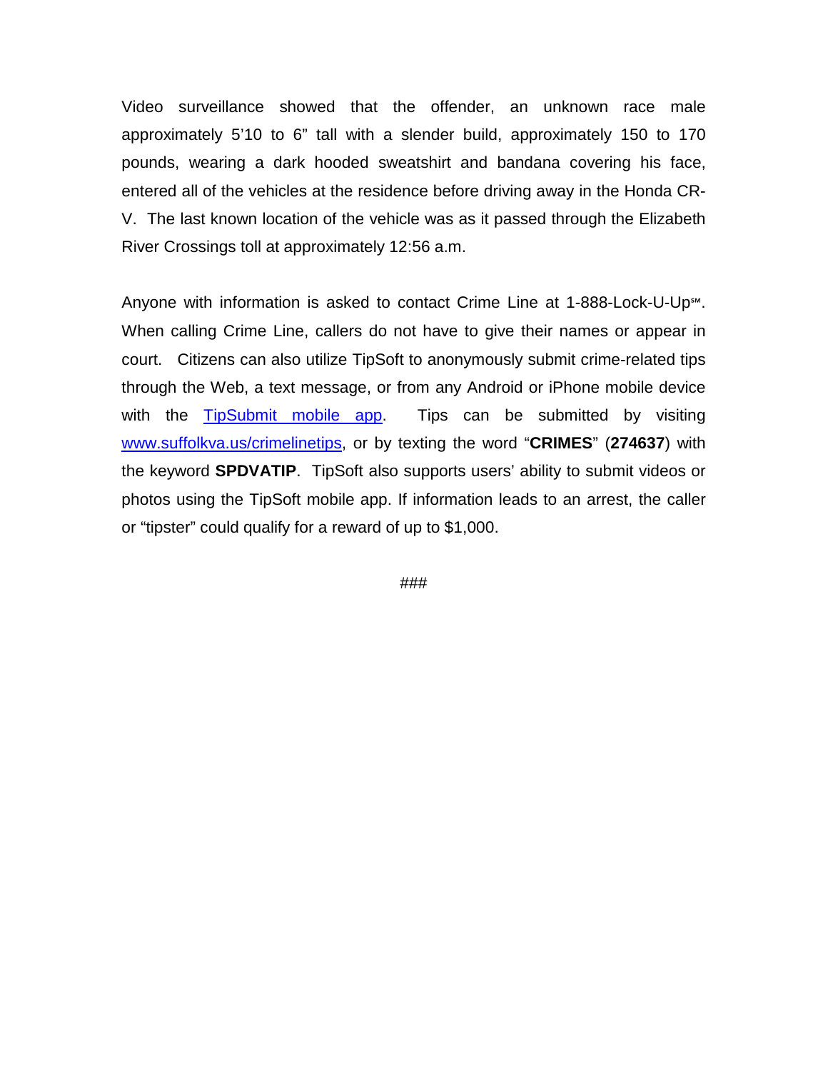Video surveillance showed that the offender, an unknown race male approximately 5'10 to 6" tall with a slender build, approximately 150 to 170 pounds, wearing a dark hooded sweatshirt and bandana covering his face, entered all of the vehicles at the residence before driving away in the Honda CR-V. The last known location of the vehicle was as it passed through the Elizabeth River Crossings toll at approximately 12:56 a.m.

Anyone with information is asked to contact Crime Line at 1-888-Lock-U-Up℠. When calling Crime Line, callers do not have to give their names or appear in court. Citizens can also utilize TipSoft to anonymously submit crime-related tips through the Web, a text message, or from any Android or iPhone mobile device with the TipSubmit mobile app. Tips can be submitted by visiting www.suffolkva.us/crimelinetips, or by texting the word "**CRIMES**" (**274637**) with the keyword **SPDVATIP**. TipSoft also supports users' ability to submit videos or photos using the TipSoft mobile app. If information leads to an arrest, the caller or "tipster" could qualify for a reward of up to $1,000.

###